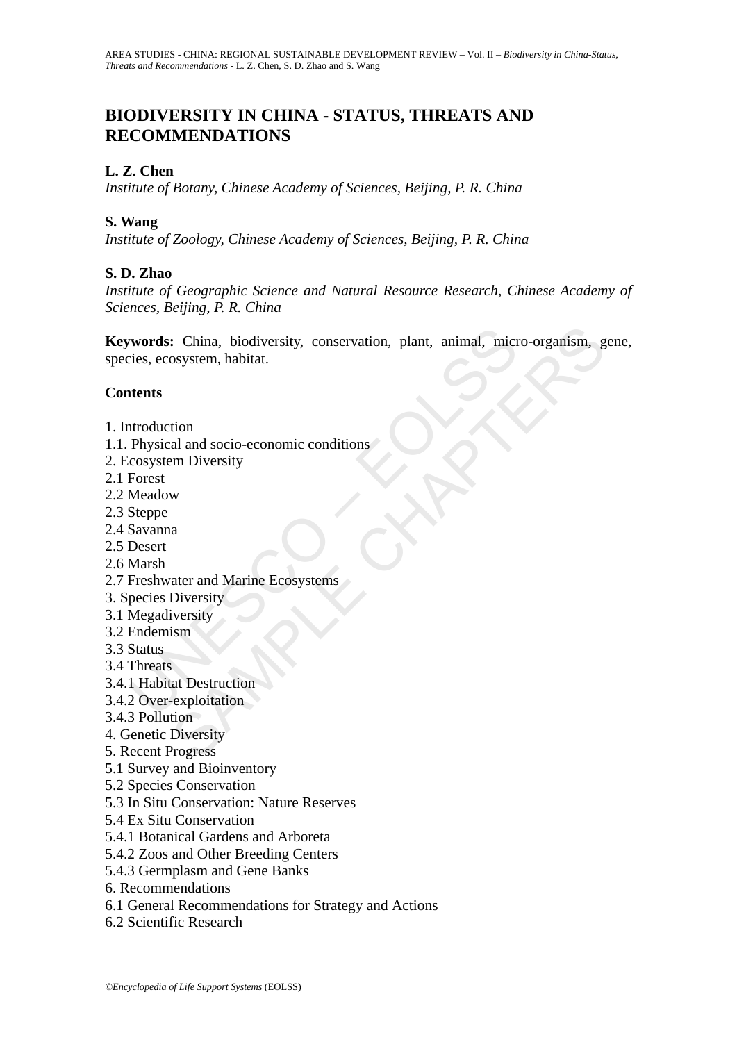# BIODIVERSITY IN CHINA - STATUS, THREATS AND RECOMMENDATIONS

**L. Z. Chen**

*Institute of Botany, Chinese Academy of Sciences, Beijing, P. R. China*

**S. Wang**

*Institute of Zoology, Chinese Academy of Sciences, Beijing, P. R. China*

**S. D. Zhao**

*Institute of Geographic Science and Natural Resource Research, Chinese Academy of Sciences, Beijing, P. R. China*

**Keywords:** China, biodiversity, conservation, plant, animal, micro-organism, gene, species, ecosystem, habitat.

**Contents**

1. Introduction
1.1. Physical and socio-economic conditions
2. Ecosystem Diversity
2.1 Forest
2.2 Meadow
2.3 Steppe
2.4 Savanna
2.5 Desert
2.6 Marsh
2.7 Freshwater and Marine Ecosystems
3. Species Diversity
3.1 Megadiversity
3.2 Endemism
3.3 Status
3.4 Threats
3.4.1 Habitat Destruction
3.4.2 Over-exploitation
3.4.3 Pollution
4. Genetic Diversity
5. Recent Progress
5.1 Survey and Bioinventory
5.2 Species Conservation
5.3 In Situ Conservation: Nature Reserves
5.4 Ex Situ Conservation
5.4.1 Botanical Gardens and Arboreta
5.4.2 Zoos and Other Breeding Centers
5.4.3 Germplasm and Gene Banks
6. Recommendations
6.1 General Recommendations for Strategy and Actions
6.2 Scientific Research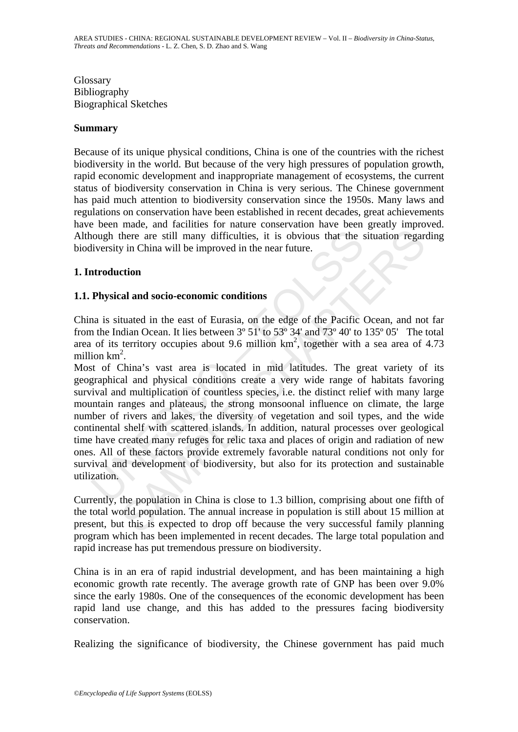Glossary
Bibliography
Biographical Sketches

## Summary

Because of its unique physical conditions, China is one of the countries with the richest biodiversity in the world. But because of the very high pressures of population growth, rapid economic development and inappropriate management of ecosystems, the current status of biodiversity conservation in China is very serious. The Chinese government has paid much attention to biodiversity conservation since the 1950s. Many laws and regulations on conservation have been established in recent decades, great achievements have been made, and facilities for nature conservation have been greatly improved. Although there are still many difficulties, it is obvious that the situation regarding biodiversity in China will be improved in the near future.

## 1. Introduction

### 1.1. Physical and socio-economic conditions

China is situated in the east of Eurasia, on the edge of the Pacific Ocean, and not far from the Indian Ocean. It lies between 3º 51' to 53º 34' and 73º 40' to 135º 05' The total area of its territory occupies about 9.6 million km$^2$, together with a sea area of 4.73 million km$^2$.

Most of China's vast area is located in mid latitudes. The great variety of its geographical and physical conditions create a very wide range of habitats favoring survival and multiplication of countless species, i.e. the distinct relief with many large mountain ranges and plateaus, the strong monsoonal influence on climate, the large number of rivers and lakes, the diversity of vegetation and soil types, and the wide continental shelf with scattered islands. In addition, natural processes over geological time have created many refuges for relic taxa and places of origin and radiation of new ones. All of these factors provide extremely favorable natural conditions not only for survival and development of biodiversity, but also for its protection and sustainable utilization.

Currently, the population in China is close to 1.3 billion, comprising about one fifth of the total world population. The annual increase in population is still about 15 million at present, but this is expected to drop off because the very successful family planning program which has been implemented in recent decades. The large total population and rapid increase has put tremendous pressure on biodiversity.

China is in an era of rapid industrial development, and has been maintaining a high economic growth rate recently. The average growth rate of GNP has been over 9.0% since the early 1980s. One of the consequences of the economic development has been rapid land use change, and this has added to the pressures facing biodiversity conservation.

Realizing the significance of biodiversity, the Chinese government has paid much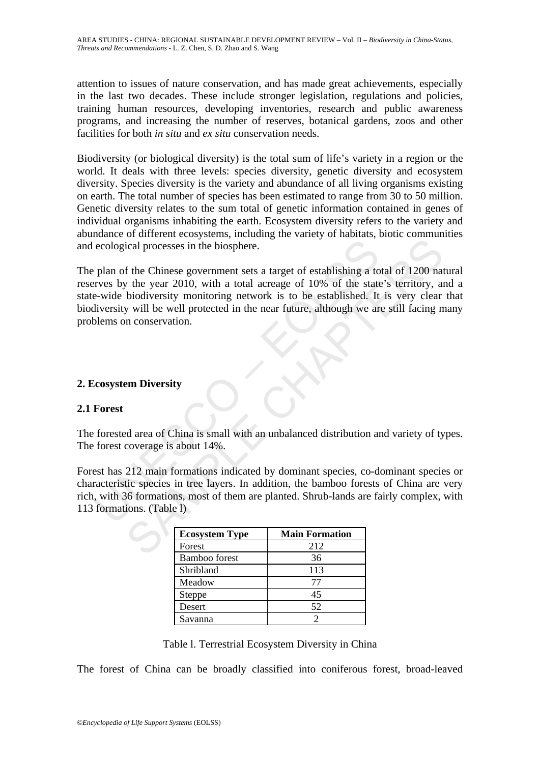attention to issues of nature conservation, and has made great achievements, especially in the last two decades. These include stronger legislation, regulations and policies, training human resources, developing inventories, research and public awareness programs, and increasing the number of reserves, botanical gardens, zoos and other facilities for both *in situ* and *ex situ* conservation needs.

Biodiversity (or biological diversity) is the total sum of life's variety in a region or the world. It deals with three levels: species diversity, genetic diversity and ecosystem diversity. Species diversity is the variety and abundance of all living organisms existing on earth. The total number of species has been estimated to range from 30 to 50 million. Genetic diversity relates to the sum total of genetic information contained in genes of individual organisms inhabiting the earth. Ecosystem diversity refers to the variety and abundance of different ecosystems, including the variety of habitats, biotic communities and ecological processes in the biosphere.

The plan of the Chinese government sets a target of establishing a total of 1200 natural reserves by the year 2010, with a total acreage of 10% of the state's territory, and a state-wide biodiversity monitoring network is to be established. It is very clear that biodiversity will be well protected in the near future, although we are still facing many problems on conservation.

## 2. Ecosystem Diversity

### 2.1 Forest

The forested area of China is small with an unbalanced distribution and variety of types. The forest coverage is about 14%.

Forest has 212 main formations indicated by dominant species, co-dominant species or characteristic species in tree layers. In addition, the bamboo forests of China are very rich, with 36 formations, most of them are planted. Shrub-lands are fairly complex, with 113 formations. (Table l)

| Ecosystem Type | Main Formation |
|---|---|
| Forest | 212 |
| Bamboo forest | 36 |
| Shribland | 113 |
| Meadow | 77 |
| Steppe | 45 |
| Desert | 52 |
| Savanna | 2 |

Table l. Terrestrial Ecosystem Diversity in China

The forest of China can be broadly classified into coniferous forest, broad-leaved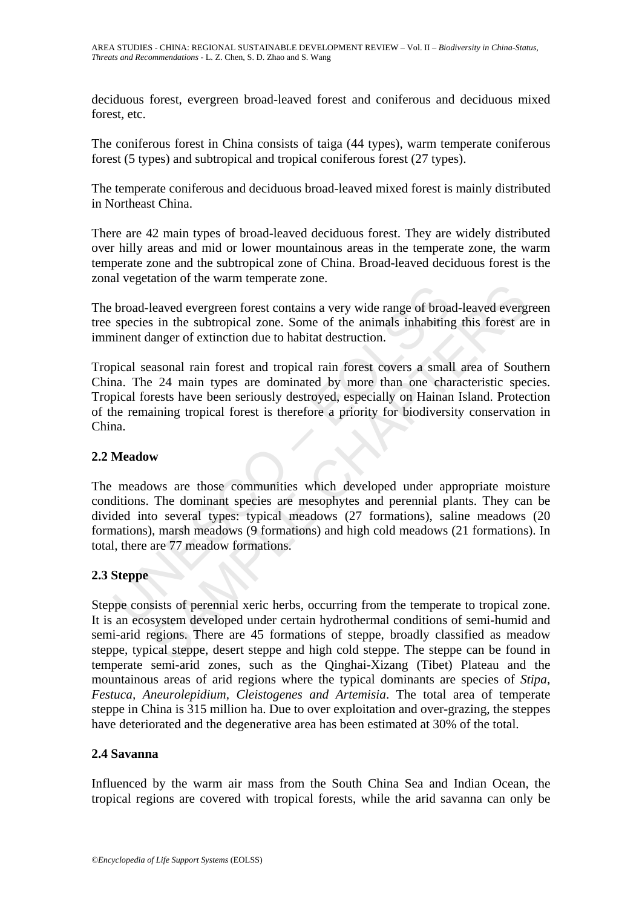deciduous forest, evergreen broad-leaved forest and coniferous and deciduous mixed forest, etc.

The coniferous forest in China consists of taiga (44 types), warm temperate coniferous forest (5 types) and subtropical and tropical coniferous forest (27 types).

The temperate coniferous and deciduous broad-leaved mixed forest is mainly distributed in Northeast China.

There are 42 main types of broad-leaved deciduous forest. They are widely distributed over hilly areas and mid or lower mountainous areas in the temperate zone, the warm temperate zone and the subtropical zone of China. Broad-leaved deciduous forest is the zonal vegetation of the warm temperate zone.

The broad-leaved evergreen forest contains a very wide range of broad-leaved evergreen tree species in the subtropical zone. Some of the animals inhabiting this forest are in imminent danger of extinction due to habitat destruction.

Tropical seasonal rain forest and tropical rain forest covers a small area of Southern China. The 24 main types are dominated by more than one characteristic species. Tropical forests have been seriously destroyed, especially on Hainan Island. Protection of the remaining tropical forest is therefore a priority for biodiversity conservation in China.

### 2.2 Meadow

The meadows are those communities which developed under appropriate moisture conditions. The dominant species are mesophytes and perennial plants. They can be divided into several types: typical meadows (27 formations), saline meadows (20 formations), marsh meadows (9 formations) and high cold meadows (21 formations). In total, there are 77 meadow formations.

### 2.3 Steppe

Steppe consists of perennial xeric herbs, occurring from the temperate to tropical zone. It is an ecosystem developed under certain hydrothermal conditions of semi-humid and semi-arid regions. There are 45 formations of steppe, broadly classified as meadow steppe, typical steppe, desert steppe and high cold steppe. The steppe can be found in temperate semi-arid zones, such as the Qinghai-Xizang (Tibet) Plateau and the mountainous areas of arid regions where the typical dominants are species of *Stipa, Festuca, Aneurolepidium, Cleistogenes and Artemisia*. The total area of temperate steppe in China is 315 million ha. Due to over exploitation and over-grazing, the steppes have deteriorated and the degenerative area has been estimated at 30% of the total.

### 2.4 Savanna

Influenced by the warm air mass from the South China Sea and Indian Ocean, the tropical regions are covered with tropical forests, while the arid savanna can only be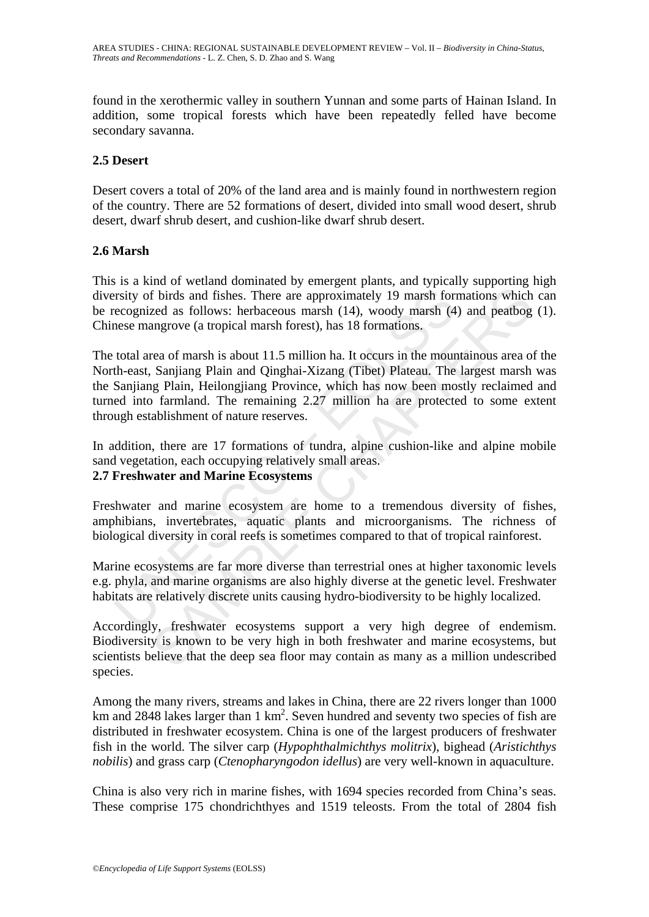found in the xerothermic valley in southern Yunnan and some parts of Hainan Island. In addition, some tropical forests which have been repeatedly felled have become secondary savanna.

### 2.5 Desert

Desert covers a total of 20% of the land area and is mainly found in northwestern region of the country. There are 52 formations of desert, divided into small wood desert, shrub desert, dwarf shrub desert, and cushion-like dwarf shrub desert.

### 2.6 Marsh

This is a kind of wetland dominated by emergent plants, and typically supporting high diversity of birds and fishes. There are approximately 19 marsh formations which can be recognized as follows: herbaceous marsh (14), woody marsh (4) and peatbog (1). Chinese mangrove (a tropical marsh forest), has 18 formations.

The total area of marsh is about 11.5 million ha. It occurs in the mountainous area of the North-east, Sanjiang Plain and Qinghai-Xizang (Tibet) Plateau. The largest marsh was the Sanjiang Plain, Heilongjiang Province, which has now been mostly reclaimed and turned into farmland. The remaining 2.27 million ha are protected to some extent through establishment of nature reserves.

In addition, there are 17 formations of tundra, alpine cushion-like and alpine mobile sand vegetation, each occupying relatively small areas.

### 2.7 Freshwater and Marine Ecosystems

Freshwater and marine ecosystem are home to a tremendous diversity of fishes, amphibians, invertebrates, aquatic plants and microorganisms. The richness of biological diversity in coral reefs is sometimes compared to that of tropical rainforest.

Marine ecosystems are far more diverse than terrestrial ones at higher taxonomic levels e.g. phyla, and marine organisms are also highly diverse at the genetic level. Freshwater habitats are relatively discrete units causing hydro-biodiversity to be highly localized.

Accordingly, freshwater ecosystems support a very high degree of endemism. Biodiversity is known to be very high in both freshwater and marine ecosystems, but scientists believe that the deep sea floor may contain as many as a million undescribed species.

Among the many rivers, streams and lakes in China, there are 22 rivers longer than 1000 km and 2848 lakes larger than 1 $km^2$. Seven hundred and seventy two species of fish are distributed in freshwater ecosystem. China is one of the largest producers of freshwater fish in the world. The silver carp (*Hypophthalmichthys molitrix*), bighead (*Aristichthys nobilis*) and grass carp (*Ctenopharyngodon idellus*) are very well-known in aquaculture.

China is also very rich in marine fishes, with 1694 species recorded from China's seas. These comprise 175 chondrichthyes and 1519 teleosts. From the total of 2804 fish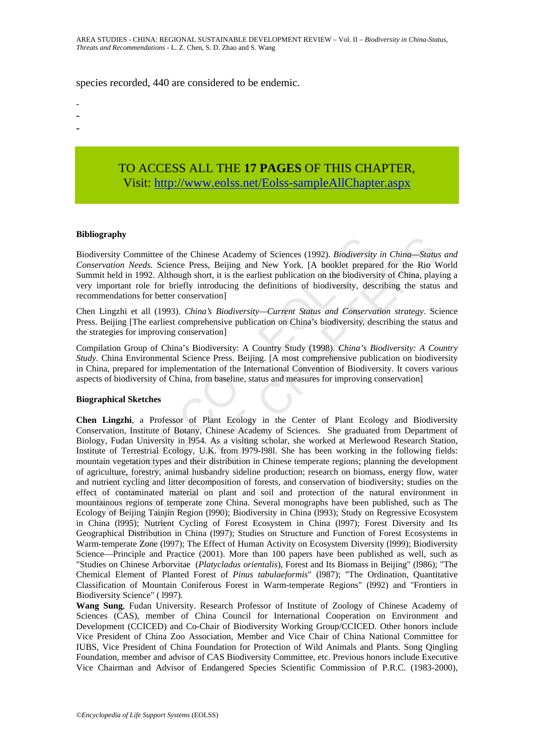species recorded, 440 are considered to be endemic.

-
-
-

TO ACCESS ALL THE **17 PAGES** OF THIS CHAPTER,
Visit: http://www.eolss.net/Eolss-sampleAllChapter.aspx

**Bibliography**

Biodiversity Committee of the Chinese Academy of Sciences (1992). *Biodiversity in China—Status and Conservation Needs.* Science Press, Beijing and New York. [A booklet prepared for the Rio World Summit held in 1992. Although short, it is the earliest publication on the biodiversity of China, playing a very important role for briefly introducing the definitions of biodiversity, describing the status and recommendations for better conservation]

Chen Lingzhi et all (1993). *China's Biodiversity—Current Status and Conservation strategy*. Science Press. Beijing [The earliest comprehensive publication on China's biodiversity, describing the status and the strategies for improving conservation]

Compilation Group of China's Biodiversity: A Country Study (1998). *China's Biodiversity: A Country Study.* China Environmental Science Press. Beijing. [A most comprehensive publication on biodiversity in China, prepared for implementation of the International Convention of Biodiversity. It covers various aspects of biodiversity of China, from baseline, status and measures for improving conservation]

**Biographical Sketches**

**Chen Lingzhi**, a Professor of Plant Ecology in the Center of Plant Ecology and Biodiversity Conservation, Institute of Botany, Chinese Academy of Sciences. She graduated from Department of Biology, Fudan University in l954. As a visiting scholar, she worked at Merlewood Research Station, Institute of Terrestrial Ecology, U.K. from l979-l98l. She has been working in the following fields: mountain vegetation types and their distribution in Chinese temperate regions; planning the development of agriculture, forestry, animal husbandry sideline production; research on biomass, energy flow, water and nutrient cycling and litter decomposition of forests, and conservation of biodiversity; studies on the effect of contaminated material on plant and soil and protection of the natural environment in mountainous regions of temperate zone China. Several monographs have been published, such as The Ecology of Beijing Tainjin Region (l990); Biodiversity in China (l993); Study on Regressive Ecosystem in China (l995); Nutrient Cycling of Forest Ecosystem in China (l997); Forest Diversity and Its Geographical Distribution in China (l997); Studies on Structure and Function of Forest Ecosystems in Warm-temperate Zone (l997); The Effect of Human Activity on Ecosystem Diversity (l999); Biodiversity Science—Principle and Practice (2001). More than 100 papers have been published as well, such as "Studies on Chinese Arborvitae (*Platycladus orientalis*), Forest and Its Biomass in Beijing" (l986); "The Chemical Element of Planted Forest of *Pinus tabulaeformis*" (l987); "The Ordination, Quantitative Classification of Mountain Coniferous Forest in Warm-temperate Regions" (l992) and "Frontiers in Biodiversity Science" ( l997).

**Wang Sung**, Fudan University. Research Professor of Institute of Zoology of Chinese Academy of Sciences (CAS), member of China Council for International Cooperation on Environment and Development (CCICED) and Co-Chair of Biodiversity Working Group/CCICED. Other honors include Vice President of China Zoo Association, Member and Vice Chair of China National Committee for IUBS, Vice President of China Foundation for Protection of Wild Animals and Plants. Song Qingling Foundation, member and advisor of CAS Biodiversity Committee, etc. Previous honors include Executive Vice Chairman and Advisor of Endangered Species Scientific Commission of P.R.C. (1983-2000),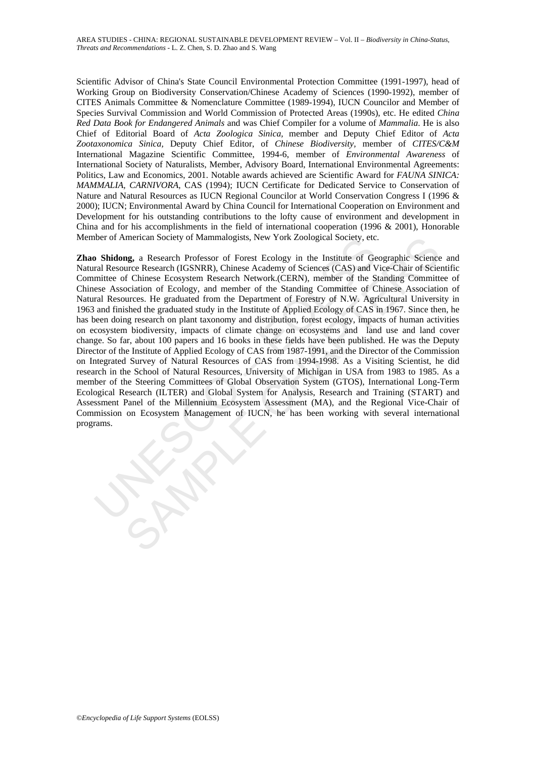Scientific Advisor of China's State Council Environmental Protection Committee (1991-1997), head of Working Group on Biodiversity Conservation/Chinese Academy of Sciences (1990-1992), member of CITES Animals Committee & Nomenclature Committee (1989-1994), IUCN Councilor and Member of Species Survival Commission and World Commission of Protected Areas (1990s), etc. He edited *China Red Data Book for Endangered Animals* and was Chief Compiler for a volume of *Mammalia*. He is also Chief of Editorial Board of *Acta Zoologica Sinica*, member and Deputy Chief Editor of *Acta Zootaxonomica Sinica*, Deputy Chief Editor, of *Chinese Biodiversity*, member of *CITES/C&M* International Magazine Scientific Committee, 1994-6, member of *Environmental Awareness* of International Society of Naturalists, Member, Advisory Board, International Environmental Agreements: Politics, Law and Economics, 2001. Notable awards achieved are Scientific Award for *FAUNA SINICA: MAMMALIA, CARNIVORA*, CAS (1994); IUCN Certificate for Dedicated Service to Conservation of Nature and Natural Resources as IUCN Regional Councilor at World Conservation Congress I (1996 & 2000); IUCN; Environmental Award by China Council for International Cooperation on Environment and Development for his outstanding contributions to the lofty cause of environment and development in China and for his accomplishments in the field of international cooperation (1996 & 2001), Honorable Member of American Society of Mammalogists, New York Zoological Society, etc.

**Zhao Shidong,** a Research Professor of Forest Ecology in the Institute of Geographic Science and Natural Resource Research (IGSNRR), Chinese Academy of Sciences (CAS) and Vice-Chair of Scientific Committee of Chinese Ecosystem Research Network.(CERN), member of the Standing Committee of Chinese Association of Ecology, and member of the Standing Committee of Chinese Association of Natural Resources. He graduated from the Department of Forestry of N.W. Agricultural University in 1963 and finished the graduated study in the Institute of Applied Ecology of CAS in 1967. Since then, he has been doing research on plant taxonomy and distribution, forest ecology, impacts of human activities on ecosystem biodiversity, impacts of climate change on ecosystems and land use and land cover change. So far, about 100 papers and 16 books in these fields have been published. He was the Deputy Director of the Institute of Applied Ecology of CAS from 1987-1991, and the Director of the Commission on Integrated Survey of Natural Resources of CAS from 1994-1998. As a Visiting Scientist, he did research in the School of Natural Resources, University of Michigan in USA from 1983 to 1985. As a member of the Steering Committees of Global Observation System (GTOS), International Long-Term Ecological Research (ILTER) and Global System for Analysis, Research and Training (START) and Assessment Panel of the Millennium Ecosystem Assessment (MA), and the Regional Vice-Chair of Commission on Ecosystem Management of IUCN, he has been working with several international programs.